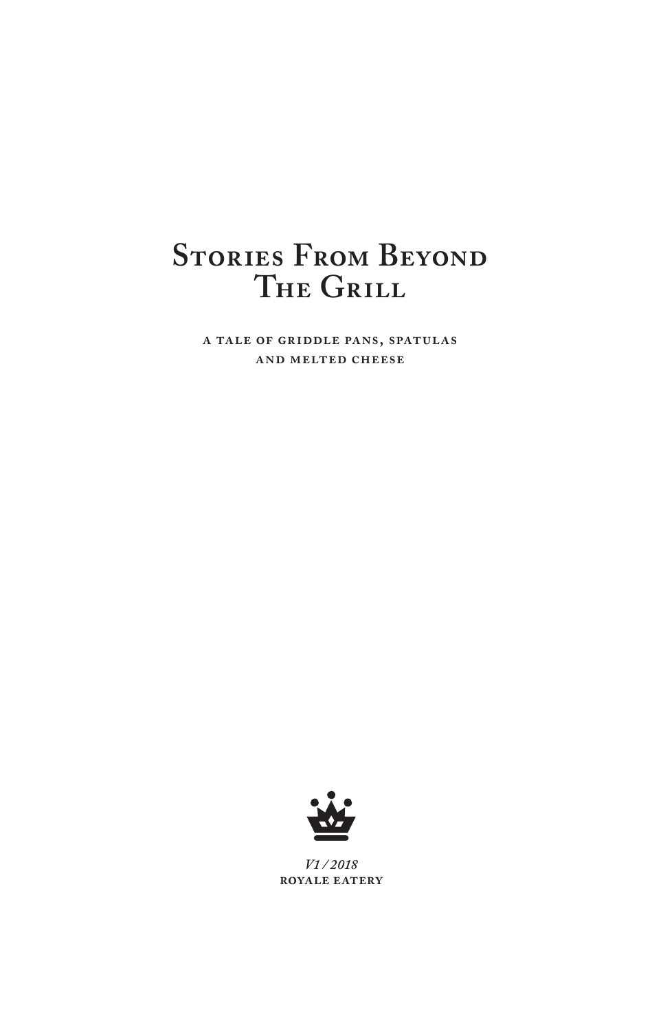# Stories From Beyond The Grill

**A TALE OF GRIDDLE PANS, SPATULAS AND MELTED CHEESE**

*V1 / 2018*

**ROYALE EATERY**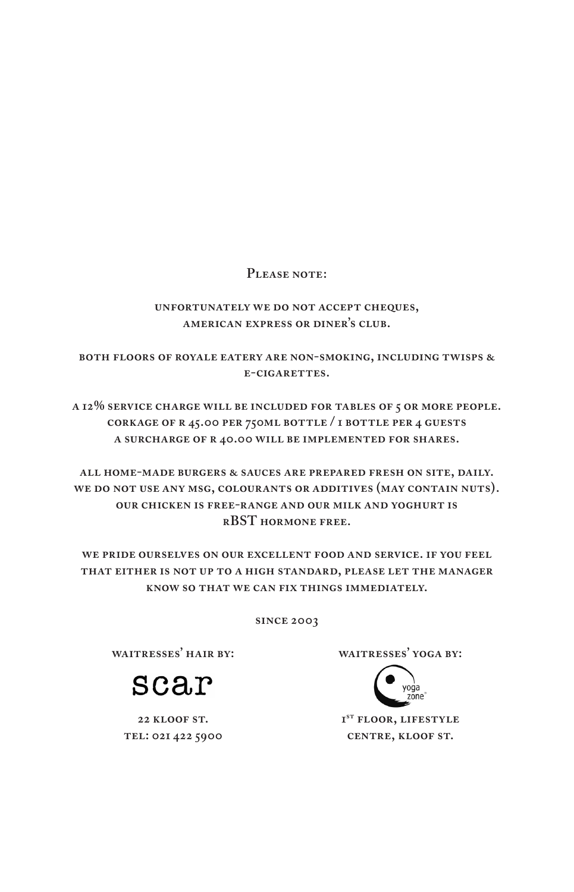## Please note:

unfortunately we do not accept cheques,
american express or diner's club.

both floors of royale eatery are non-smoking, including twisps & e-cigarettes.

a 12% service charge will be included for tables of 5 or more people.
corkage of r 45.00 per 750ml bottle / 1 bottle per 4 guests
a surcharge of r 40.00 will be implemented for shares.

all home-made burgers & sauces are prepared fresh on site, daily.
we do not use any msg, colourants or additives (may contain nuts).
our chicken is free-range and our milk and yoghurt is
rBST hormone free.

we pride ourselves on our excellent food and service. if you feel that either is not up to a high standard, please let the manager know so that we can fix things immediately.

since 2003

waitresses' hair by:

scar

22 kloof st.
tel: 021 422 5900

waitresses' yoga by:

yoga zone

1st floor, lifestyle
centre, kloof st.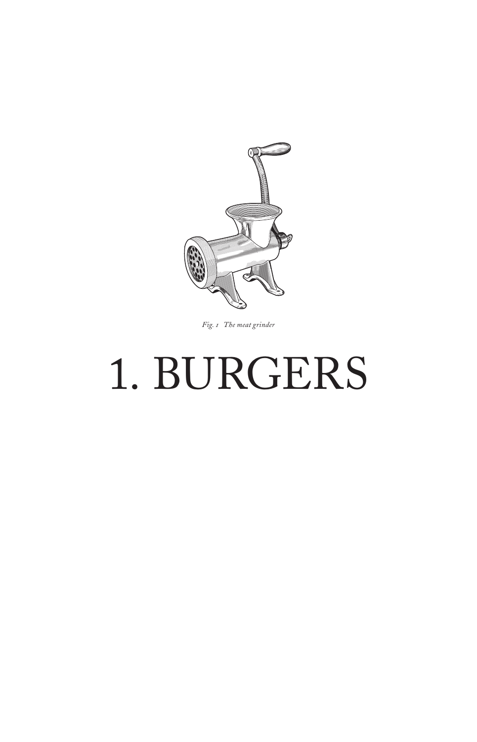*Fig. 1 The meat grinder*

# 1. BURGERS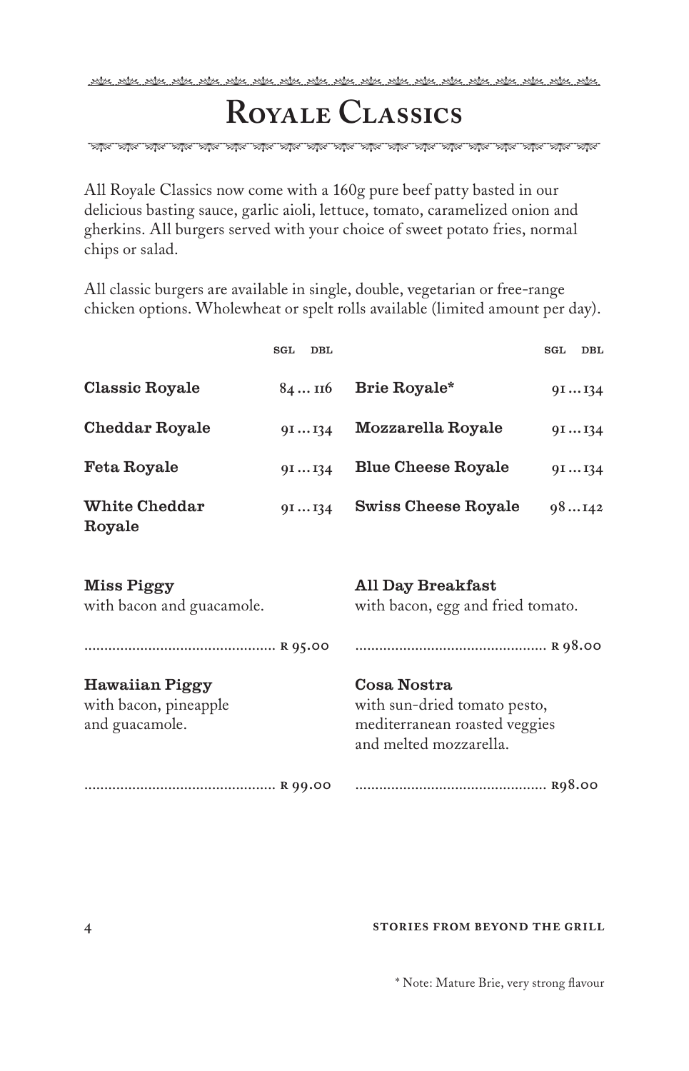# Royale Classics

All Royale Classics now come with a 160g pure beef patty basted in our delicious basting sauce, garlic aioli, lettuce, tomato, caramelized onion and gherkins. All burgers served with your choice of sweet potato fries, normal chips or salad.

All classic burgers are available in single, double, vegetarian or free-range chicken options. Wholewheat or spelt rolls available (limited amount per day).

| | SGL | DBL |
|---|---|---|
| **Classic Royale** | 84 | 116 |
| **Cheddar Royale** | 91 | 134 |
| **Feta Royale** | 91 | 134 |
| **White Cheddar Royale** | 91 | 134 |
| **Brie Royale*** | 91 | 134 |
| **Mozzarella Royale** | 91 | 134 |
| **Blue Cheese Royale** | 91 | 134 |
| **Swiss Cheese Royale** | 98 | 142 |

**Miss Piggy**
with bacon and guacamole.

................................................ R 95.00

**Hawaiian Piggy**
with bacon, pineapple and guacamole.

................................................ R 99.00

**All Day Breakfast**
with bacon, egg and fried tomato.

................................................ R 98.00

**Cosa Nostra**
with sun-dried tomato pesto, mediterranean roasted veggies and melted mozzarella.

................................................ R98.00

* Note: Mature Brie, very strong flavour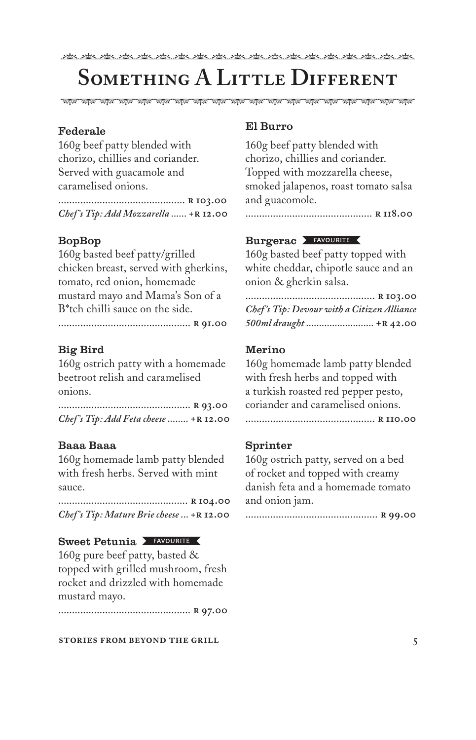# Something A Little Different

### Federale

160g beef patty blended with chorizo, chillies and coriander. Served with guacamole and caramelised onions.

............................................. R 103.00

*Chef's Tip: Add Mozzarella* ...... +R 12.00

### BopBop

160g basted beef patty/grilled chicken breast, served with gherkins, tomato, red onion, homemade mustard mayo and Mama's Son of a B*tch chilli sauce on the side.

................................................ R 91.00

### Big Bird

160g ostrich patty with a homemade beetroot relish and caramelised onions.

................................................ R 93.00

*Chef's Tip: Add Feta cheese* ........ +R 12.00

### Baaa Baaa

160g homemade lamb patty blended with fresh herbs. Served with mint sauce.

.............................................. R 104.00

*Chef's Tip: Mature Brie cheese* ... +R 12.00

### Sweet Petunia FAVOURITE

160g pure beef patty, basted & topped with grilled mushroom, fresh rocket and drizzled with homemade mustard mayo.

................................................ R 97.00

### El Burro

160g beef patty blended with chorizo, chillies and coriander. Topped with mozzarella cheese, smoked jalapenos, roast tomato salsa and guacomole.

............................................. R 118.00

### Burgerac FAVOURITE

160g basted beef patty topped with white cheddar, chipotle sauce and an onion & gherkin salsa.

.............................................. R 103.00

*Chef's Tip: Devour with a Citizen Alliance 500ml draught* .......................... +R 42.00

### Merino

160g homemade lamb patty blended with fresh herbs and topped with a turkish roasted red pepper pesto, coriander and caramelised onions.

.............................................. R 110.00

### Sprinter

160g ostrich patty, served on a bed of rocket and topped with creamy danish feta and a homemade tomato and onion jam.

................................................ R 99.00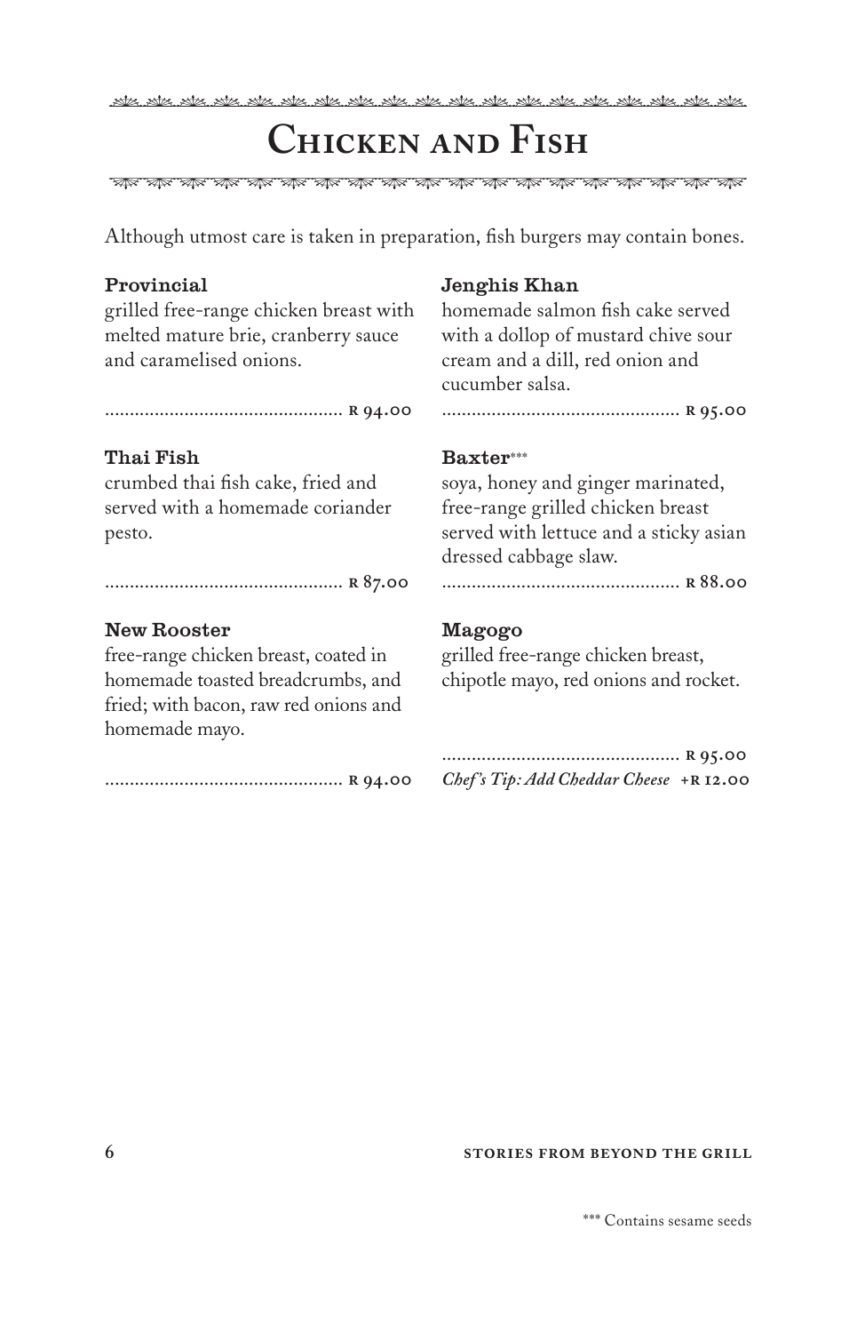# Chicken and Fish

Although utmost care is taken in preparation, fish burgers may contain bones.

### Provincial

grilled free-range chicken breast with melted mature brie, cranberry sauce and caramelised onions.

R 94.00

### Thai Fish

crumbed thai fish cake, fried and served with a homemade coriander pesto.

R 87.00

### New Rooster

free-range chicken breast, coated in homemade toasted breadcrumbs, and fried; with bacon, raw red onions and homemade mayo.

R 94.00

### Jenghis Khan

homemade salmon fish cake served with a dollop of mustard chive sour cream and a dill, red onion and cucumber salsa.

R 95.00

### Baxter***

soya, honey and ginger marinated, free-range grilled chicken breast served with lettuce and a sticky asian dressed cabbage slaw.

R 88.00

### Magogo

grilled free-range chicken breast, chipotle mayo, red onions and rocket.

R 95.00

*Chef's Tip: Add Cheddar Cheese* +R 12.00

*** Contains sesame seeds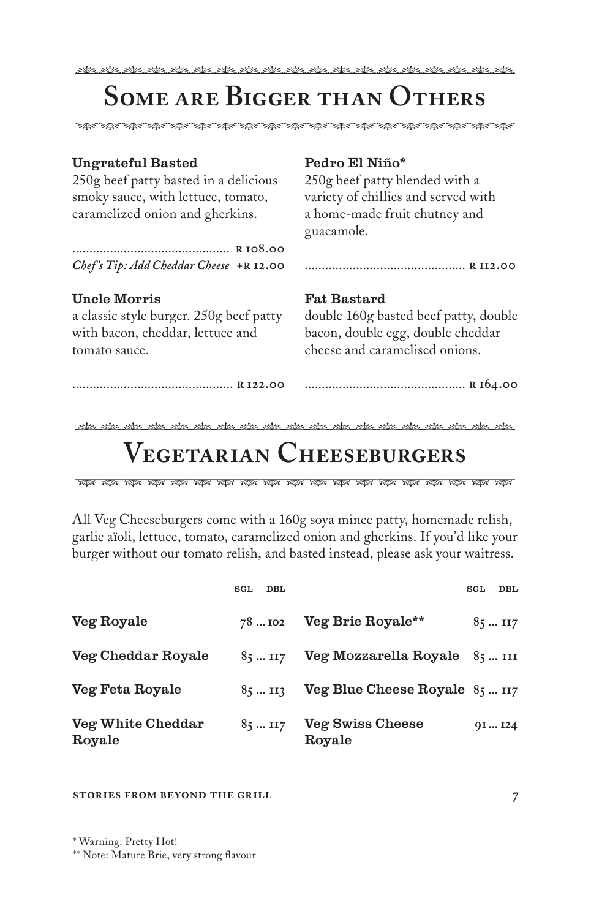# Some are Bigger than Others

**Ungrateful Basted**
250g beef patty basted in a delicious smoky sauce, with lettuce, tomato, caramelized onion and gherkins.

............................................. R 108.00
*Chef's Tip: Add Cheddar Cheese* +R 12.00

**Uncle Morris**
a classic style burger. 250g beef patty with bacon, cheddar, lettuce and tomato sauce.

............................................. R 122.00

**Pedro El Niño***
250g beef patty blended with a variety of chillies and served with a home-made fruit chutney and guacamole.

............................................. R 112.00

**Fat Bastard**
double 160g basted beef patty, double bacon, double egg, double cheddar cheese and caramelised onions.

............................................. R 164.00

# Vegetarian Cheeseburgers

All Veg Cheeseburgers come with a 160g soya mince patty, homemade relish, garlic aïoli, lettuce, tomato, caramelized onion and gherkins. If you'd like your burger without our tomato relish, and basted instead, please ask your waitress.

| | SGL | DBL |
|---|---|---|
| **Veg Royale** | 78 | 102 |
| **Veg Cheddar Royale** | 85 | 117 |
| **Veg Feta Royale** | 85 | 113 |
| **Veg White Cheddar Royale** | 85 | 117 |
| **Veg Brie Royale**** | 85 | 117 |
| **Veg Mozzarella Royale** | 85 | 111 |
| **Veg Blue Cheese Royale** | 85 | 117 |
| **Veg Swiss Cheese Royale** | 91 | 124 |

\* Warning: Pretty Hot!
\*\* Note: Mature Brie, very strong flavour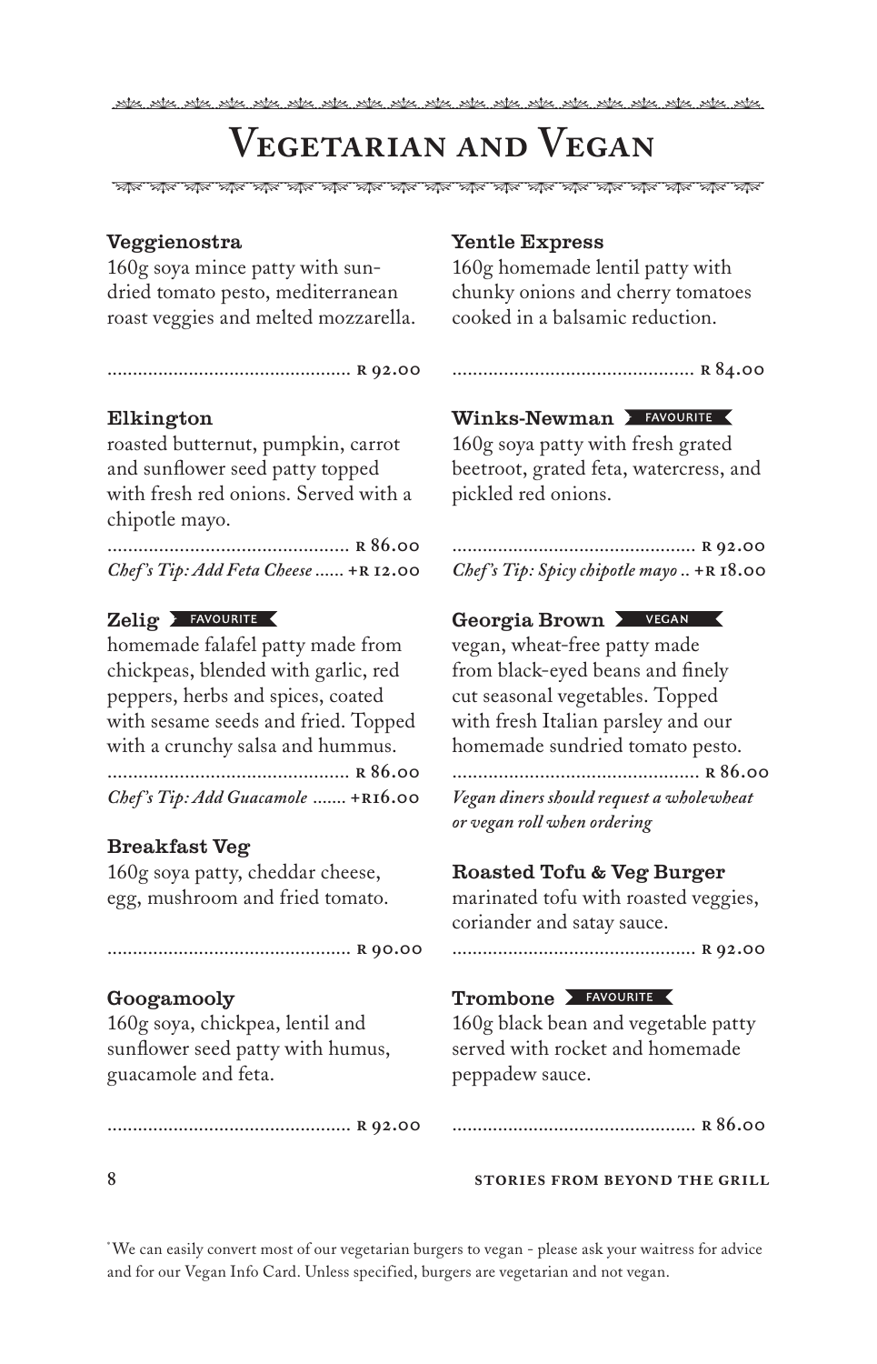# Vegetarian and Vegan

### Veggienostra

160g soya mince patty with sun-dried tomato pesto, mediterranean roast veggies and melted mozzarella.

................................................ R 92.00

### Elkington

roasted butternut, pumpkin, carrot and sunflower seed patty topped with fresh red onions. Served with a chipotle mayo.

................................................ R 86.00

*Chef's Tip: Add Feta Cheese ...... +R 12.00*

### Zelig FAVOURITE

homemade falafel patty made from chickpeas, blended with garlic, red peppers, herbs and spices, coated with sesame seeds and fried. Topped with a crunchy salsa and hummus.

................................................ R 86.00

*Chef's Tip: Add Guacamole ....... +R16.00*

### Breakfast Veg

160g soya patty, cheddar cheese, egg, mushroom and fried tomato.

................................................ R 90.00

### Googamooly

160g soya, chickpea, lentil and sunflower seed patty with humus, guacamole and feta.

................................................ R 92.00

### Yentle Express

160g homemade lentil patty with chunky onions and cherry tomatoes cooked in a balsamic reduction.

................................................ R 84.00

### Winks-Newman FAVOURITE

160g soya patty with fresh grated beetroot, grated feta, watercress, and pickled red onions.

................................................ R 92.00

*Chef's Tip: Spicy chipotle mayo .. +R 18.00*

### Georgia Brown VEGAN

vegan, wheat-free patty made from black-eyed beans and finely cut seasonal vegetables. Topped with fresh Italian parsley and our homemade sundried tomato pesto.

................................................ R 86.00

*Vegan diners should request a wholewheat or vegan roll when ordering*

### Roasted Tofu & Veg Burger

marinated tofu with roasted veggies, coriander and satay sauce.

................................................ R 92.00

### Trombone FAVOURITE

160g black bean and vegetable patty served with rocket and homemade peppadew sauce.

................................................ R 86.00

*We can easily convert most of our vegetarian burgers to vegan - please ask your waitress for advice and for our Vegan Info Card. Unless specified, burgers are vegetarian and not vegan.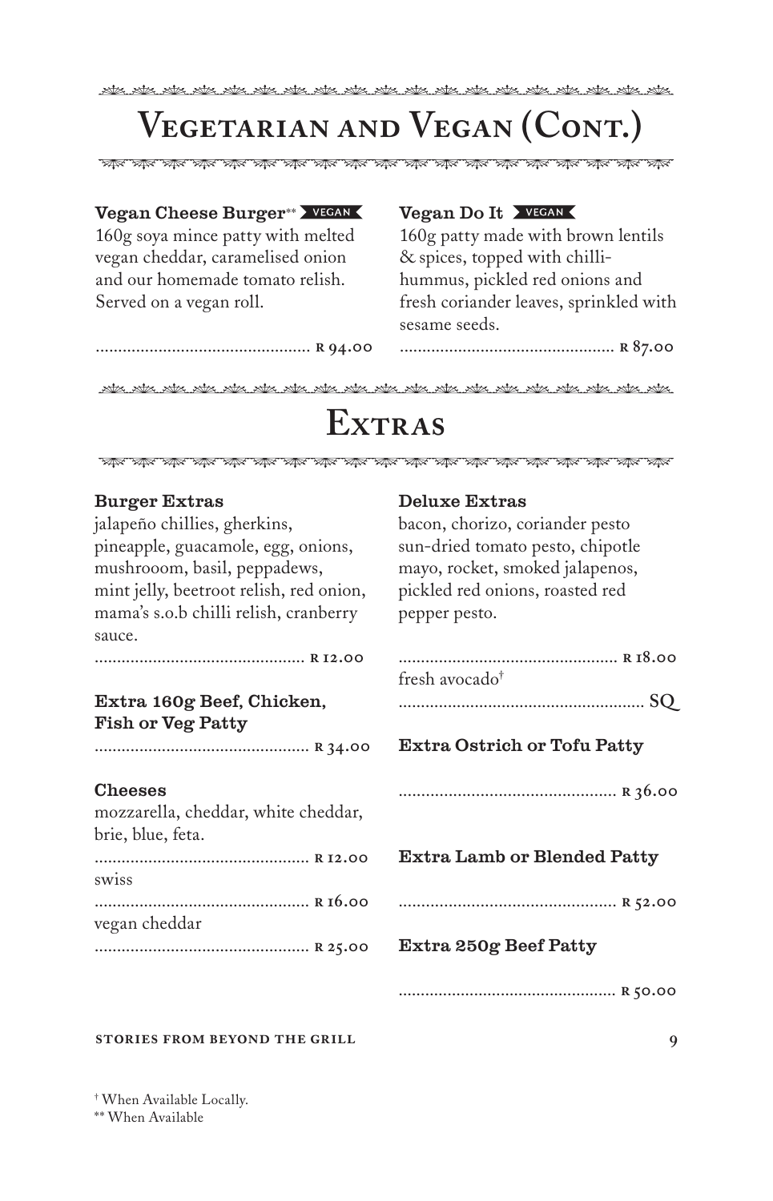# Vegetarian and Vegan (Cont.)

### Vegan Cheese Burger** VEGAN

160g soya mince patty with melted vegan cheddar, caramelised onion and our homemade tomato relish. Served on a vegan roll.

............................................... R 94.00

### Vegan Do It VEGAN

160g patty made with brown lentils & spices, topped with chilli-hummus, pickled red onions and fresh coriander leaves, sprinkled with sesame seeds.

............................................... R 87.00

# Extras

### Burger Extras

jalapeño chillies, gherkins, pineapple, guacamole, egg, onions, mushrooom, basil, peppadews, mint jelly, beetroot relish, red onion, mama's s.o.b chilli relish, cranberry sauce.

............................................... R 12.00

### Extra 160g Beef, Chicken, Fish or Veg Patty

............................................... R 34.00

### Cheeses

mozzarella, cheddar, white cheddar, brie, blue, feta.

............................................... R 12.00

swiss

............................................... R 16.00

vegan cheddar

............................................... R 25.00

### Deluxe Extras

bacon, chorizo, coriander pesto sun-dried tomato pesto, chipotle mayo, rocket, smoked jalapenos, pickled red onions, roasted red pepper pesto.

............................................... R 18.00

fresh avocado†

............................................... SQ

### Extra Ostrich or Tofu Patty

............................................... R 36.00

### Extra Lamb or Blended Patty

............................................... R 52.00

### Extra 250g Beef Patty

............................................... R 50.00

† When Available Locally.
** When Available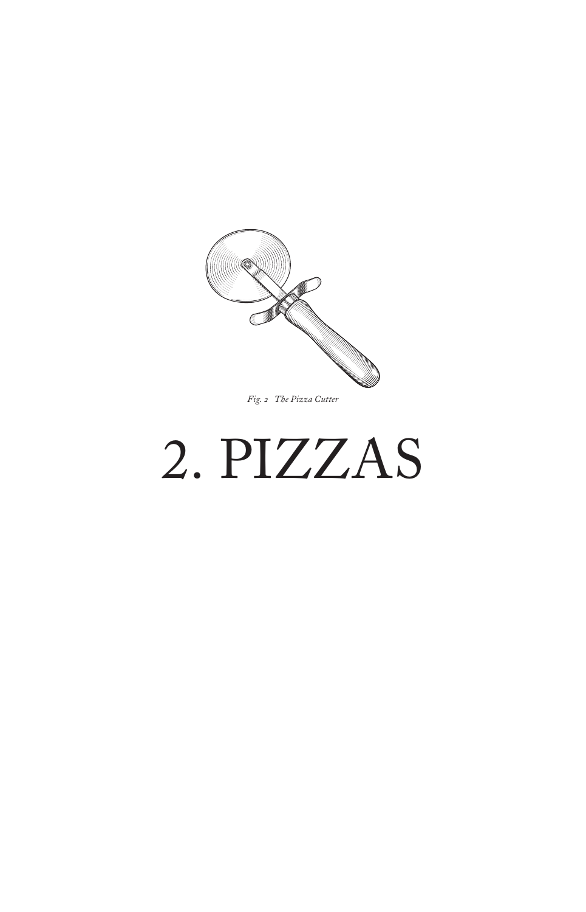*Fig. 2 The Pizza Cutter*

# 2. PIZZAS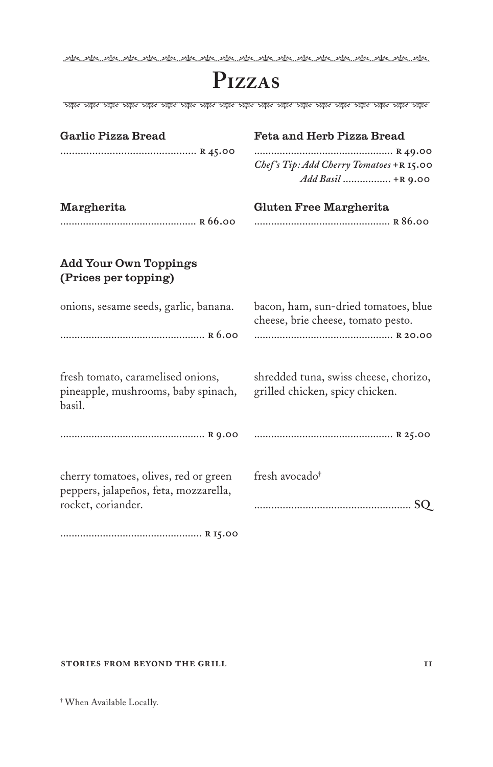# Pizzas

**Garlic Pizza Bread**
.............................................. R 45.00

**Feta and Herb Pizza Bread**
.............................................. R 49.00
*Chef's Tip: Add Cherry Tomatoes* +R 15.00
*Add Basil* ................. +R 9.00

**Margherita**
.............................................. R 66.00

**Gluten Free Margherita**
.............................................. R 86.00

### Add Your Own Toppings (Prices per topping)

onions, sesame seeds, garlic, banana.
.............................................. R 6.00

fresh tomato, caramelised onions, pineapple, mushrooms, baby spinach, basil.
.............................................. R 9.00

cherry tomatoes, olives, red or green peppers, jalapeños, feta, mozzarella, rocket, coriander.
.............................................. R 15.00

bacon, ham, sun-dried tomatoes, blue cheese, brie cheese, tomato pesto.
.............................................. R 20.00

shredded tuna, swiss cheese, chorizo, grilled chicken, spicy chicken.
.............................................. R 25.00

fresh avocado†
.............................................. SQ

† When Available Locally.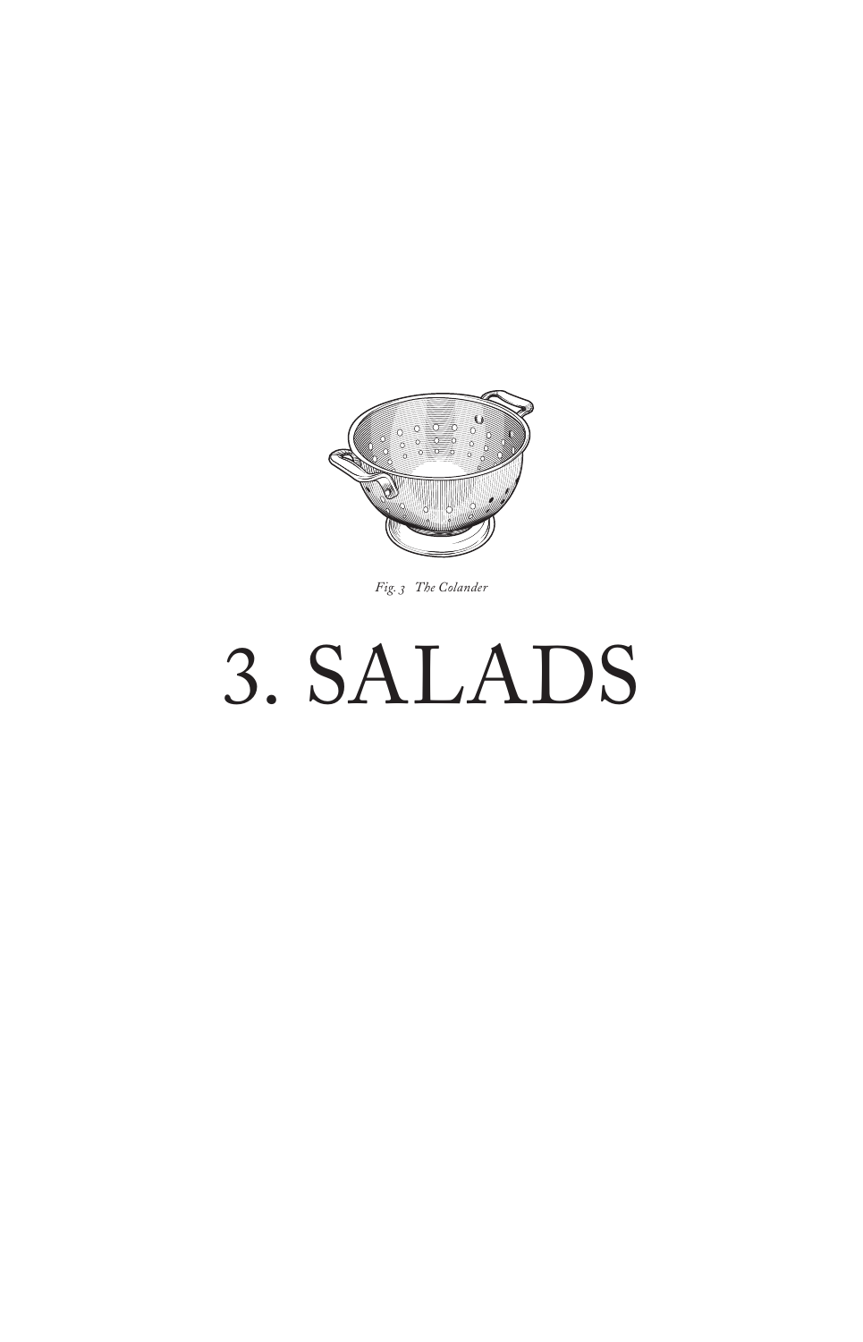*Fig. 3 The Colander*

# 3. SALADS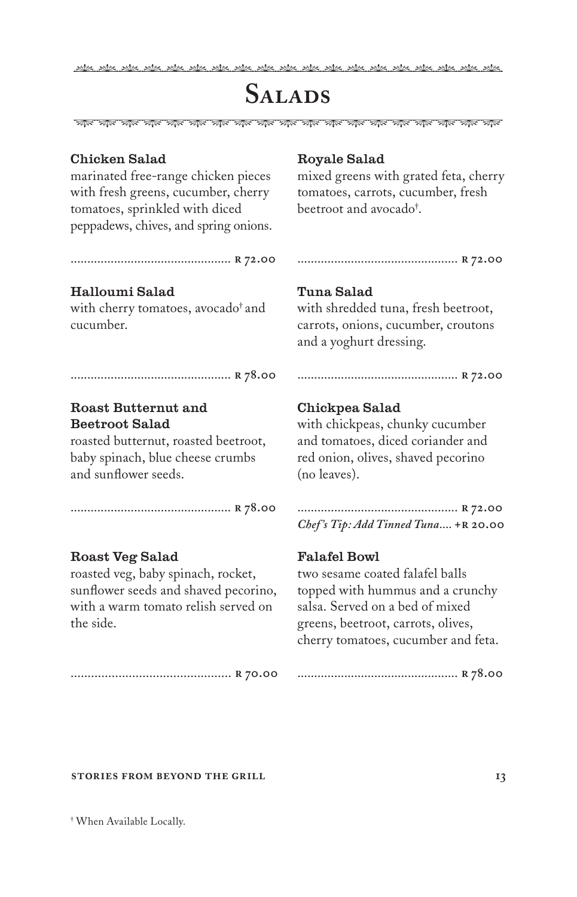# Salads

### Chicken Salad

marinated free-range chicken pieces with fresh greens, cucumber, cherry tomatoes, sprinkled with diced peppadews, chives, and spring onions.

................................................ R 72.00

### Halloumi Salad

with cherry tomatoes, avocado† and cucumber.

................................................ R 78.00

### Roast Butternut and Beetroot Salad

roasted butternut, roasted beetroot, baby spinach, blue cheese crumbs and sunflower seeds.

................................................ R 78.00

### Roast Veg Salad

roasted veg, baby spinach, rocket, sunflower seeds and shaved pecorino, with a warm tomato relish served on the side.

................................................ R 70.00

### Royale Salad

mixed greens with grated feta, cherry tomatoes, carrots, cucumber, fresh beetroot and avocado†.

................................................ R 72.00

### Tuna Salad

with shredded tuna, fresh beetroot, carrots, onions, cucumber, croutons and a yoghurt dressing.

................................................ R 72.00

### Chickpea Salad

with chickpeas, chunky cucumber and tomatoes, diced coriander and red onion, olives, shaved pecorino (no leaves).

................................................ R 72.00

*Chef's Tip: Add Tinned Tuna....* +R 20.00

### Falafel Bowl

two sesame coated falafel balls topped with hummus and a crunchy salsa. Served on a bed of mixed greens, beetroot, carrots, olives, cherry tomatoes, cucumber and feta.

................................................ R 78.00

† When Available Locally.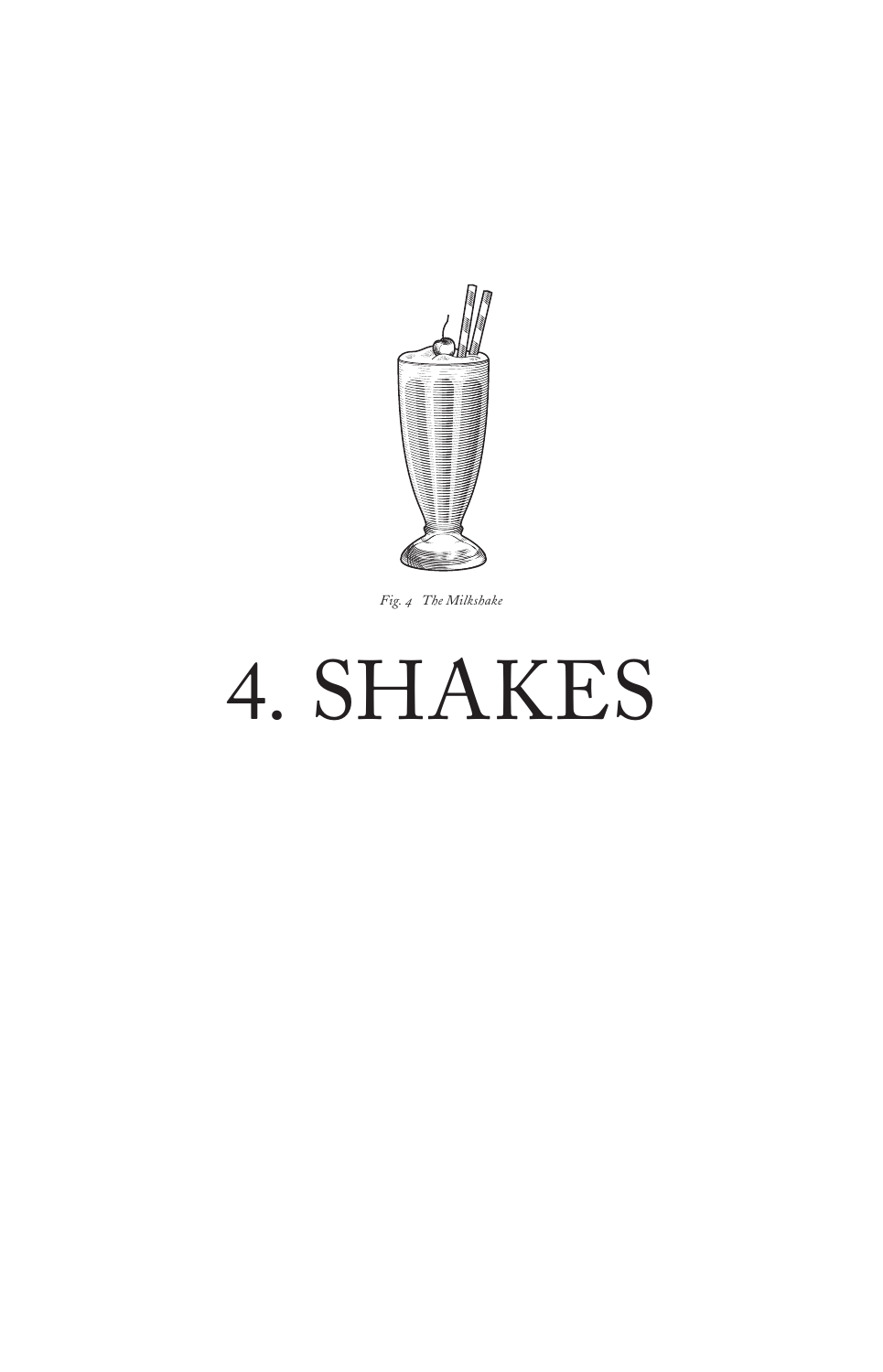*Fig. 4 The Milkshake*

# 4. SHAKES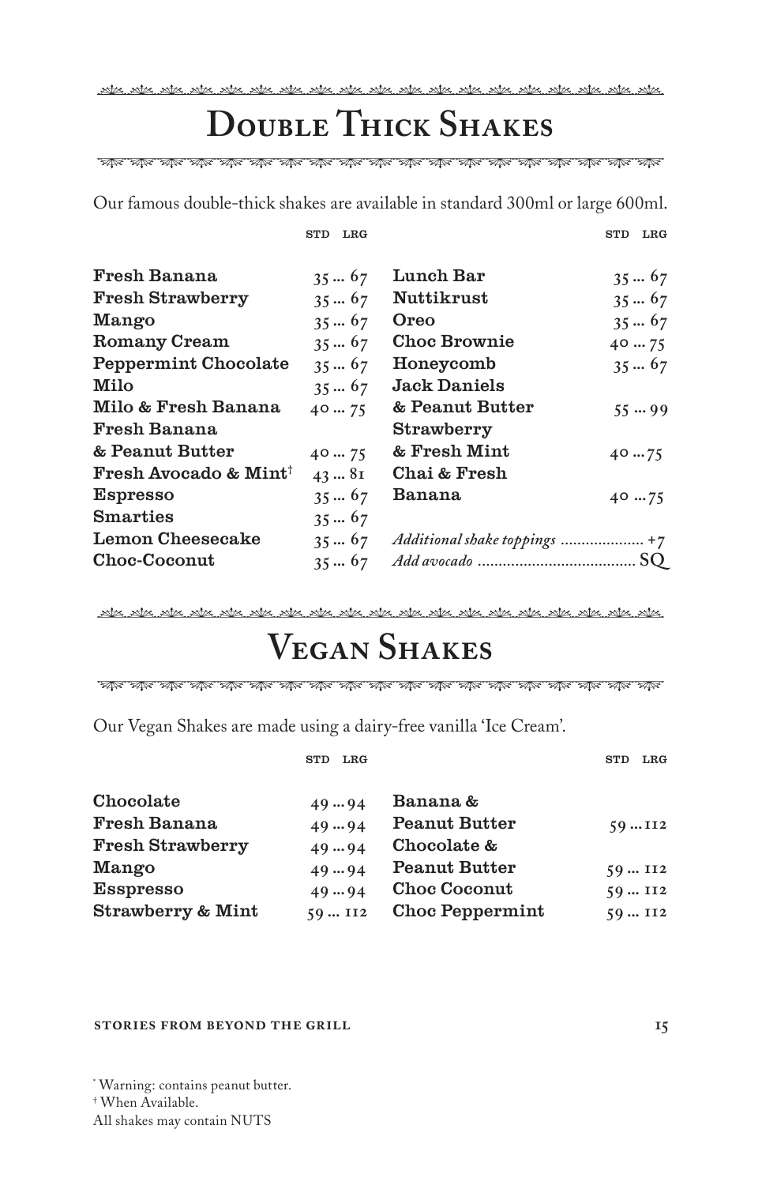# Double Thick Shakes

Our famous double-thick shakes are available in standard 300ml or large 600ml.

| | STD | LRG |
|---|---|---|
| **Fresh Banana** | 35 | 67 |
| **Fresh Strawberry** | 35 | 67 |
| **Mango** | 35 | 67 |
| **Romany Cream** | 35 | 67 |
| **Peppermint Chocolate** | 35 | 67 |
| **Milo** | 35 | 67 |
| **Milo & Fresh Banana** | 40 | 75 |
| **Fresh Banana & Peanut Butter** | 40 | 75 |
| **Fresh Avocado & Mint**[†] | 43 | 81 |
| **Espresso** | 35 | 67 |
| **Smarties** | 35 | 67 |
| **Lemon Cheesecake** | 35 | 67 |
| **Choc-Coconut** | 35 | 67 |
| **Lunch Bar** | 35 | 67 |
| **Nuttikrust** | 35 | 67 |
| **Oreo** | 35 | 67 |
| **Choc Brownie** | 40 | 75 |
| **Honeycomb** | 35 | 67 |
| **Jack Daniels & Peanut Butter** | 55 | 99 |
| **Strawberry & Fresh Mint** | 40 | 75 |
| **Chai & Fresh Banana** | 40 | 75 |

*Additional shake toppings* .................... +7

*Add avocado* ...................................... SQ

# Vegan Shakes

Our Vegan Shakes are made using a dairy-free vanilla 'Ice Cream'.

| | STD | LRG |
|---|---|---|
| **Chocolate** | 49 | 94 |
| **Fresh Banana** | 49 | 94 |
| **Fresh Strawberry** | 49 | 94 |
| **Mango** | 49 | 94 |
| **Esspresso** | 49 | 94 |
| **Strawberry & Mint** | 59 | 112 |
| **Banana & Peanut Butter** | 59 | 112 |
| **Chocolate & Peanut Butter** | 59 | 112 |
| **Choc Coconut** | 59 | 112 |
| **Choc Peppermint** | 59 | 112 |

[*] Warning: contains peanut butter.

[†] When Available.

All shakes may contain NUTS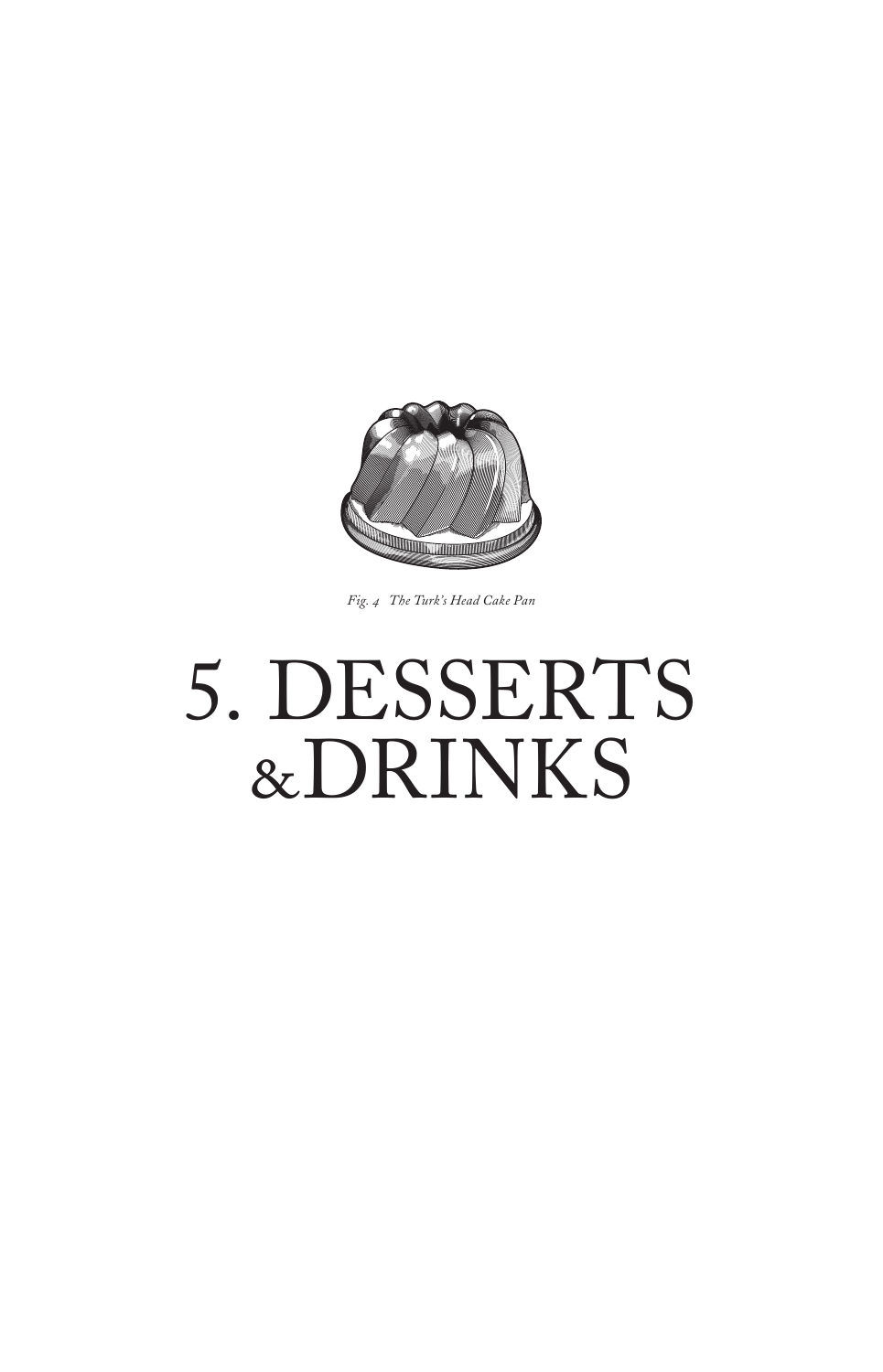*Fig. 4 The Turk's Head Cake Pan*

# 5. DESSERTS & DRINKS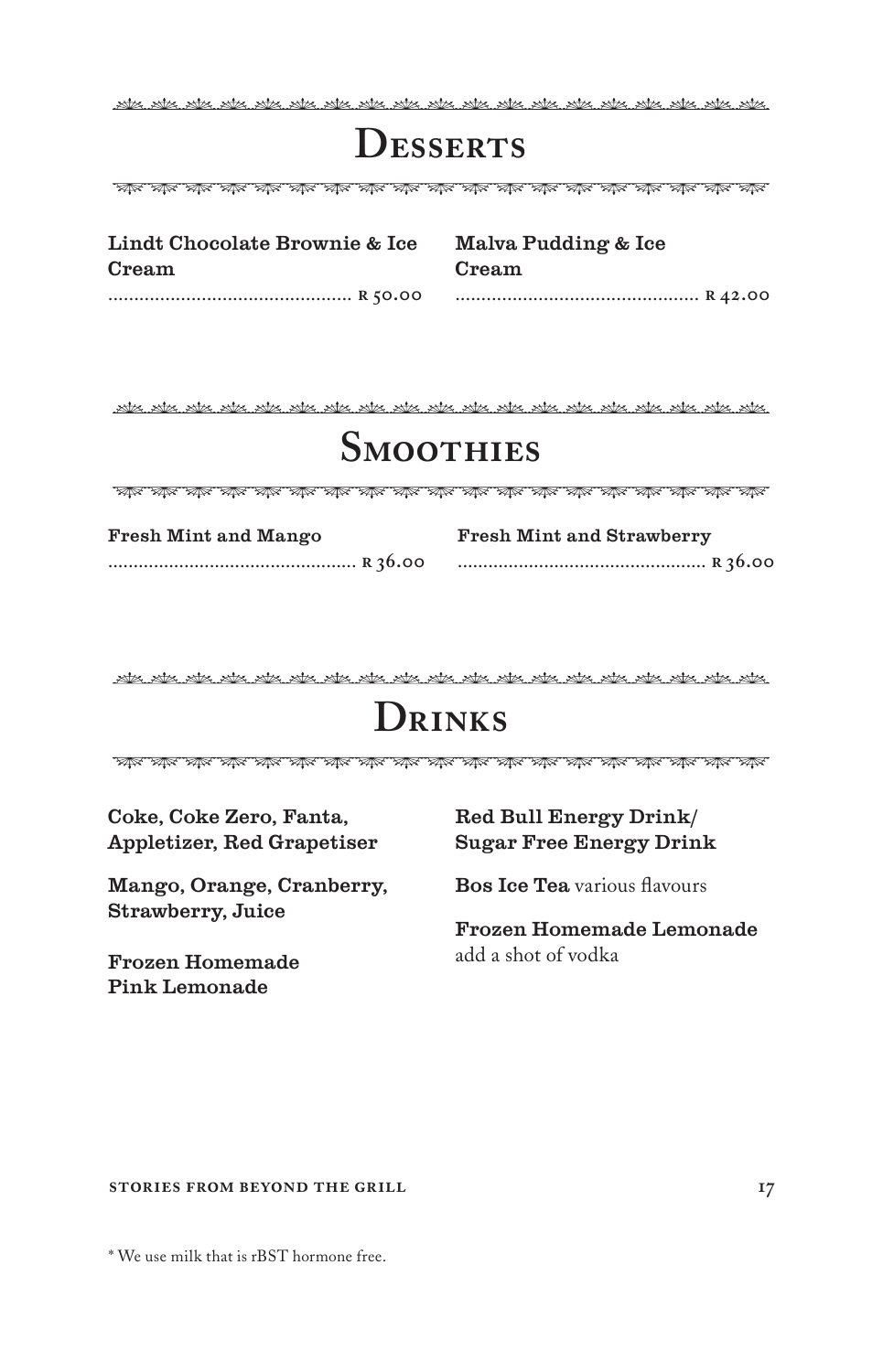# Desserts

**Lindt Chocolate Brownie & Ice Cream**
............................................... R 50.00

**Malva Pudding & Ice Cream**
............................................... R 42.00

# Smoothies

**Fresh Mint and Mango**
............................................... R 36.00

**Fresh Mint and Strawberry**
............................................... R 36.00

# Drinks

**Coke, Coke Zero, Fanta, Appletizer, Red Grapetiser**

**Mango, Orange, Cranberry, Strawberry, Juice**

**Frozen Homemade Pink Lemonade**

**Red Bull Energy Drink/ Sugar Free Energy Drink**

**Bos Ice Tea** various flavours

**Frozen Homemade Lemonade**
add a shot of vodka

* We use milk that is rBST hormone free.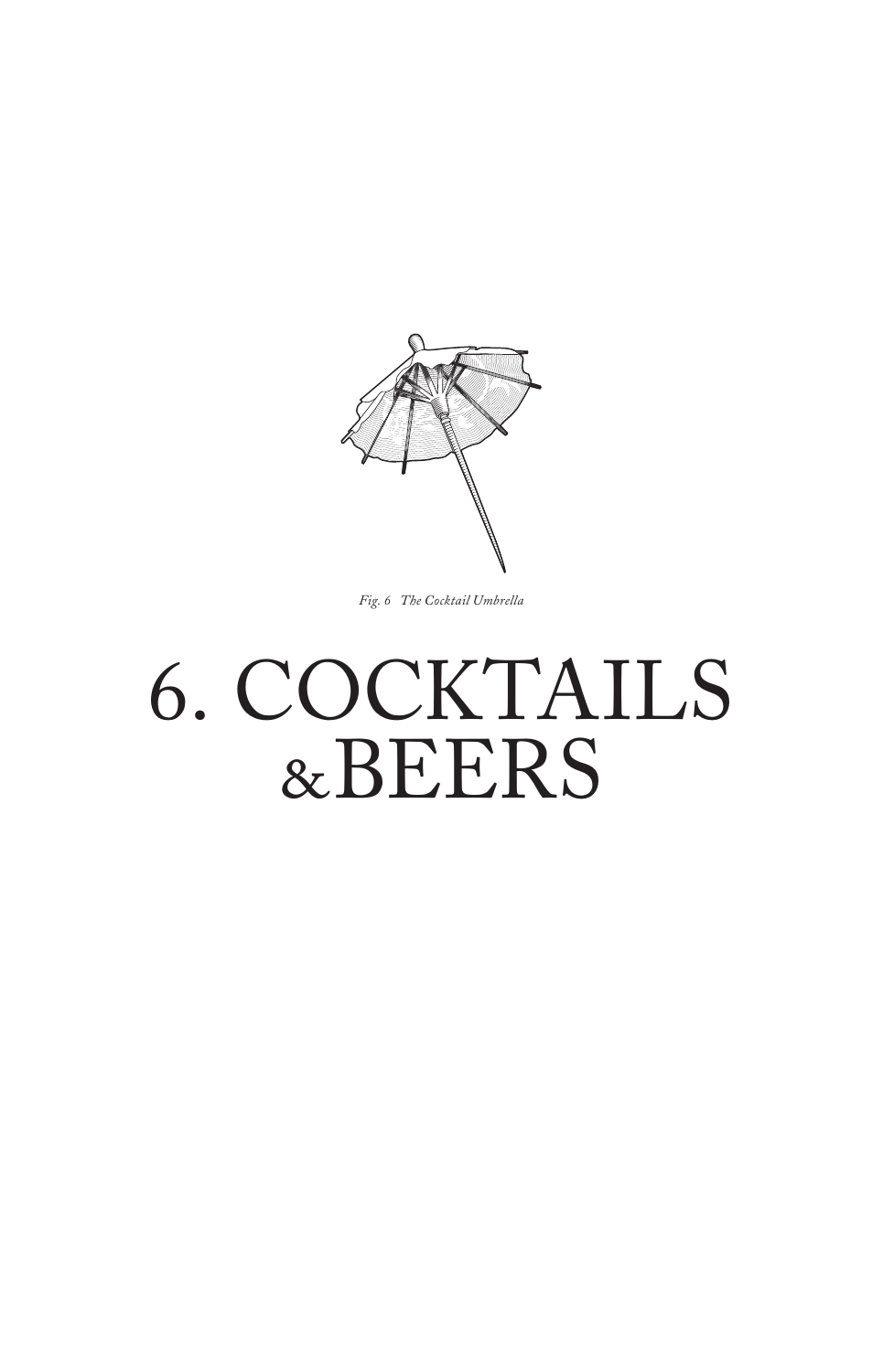*Fig. 6 The Cocktail Umbrella*

# 6. COCKTAILS &BEERS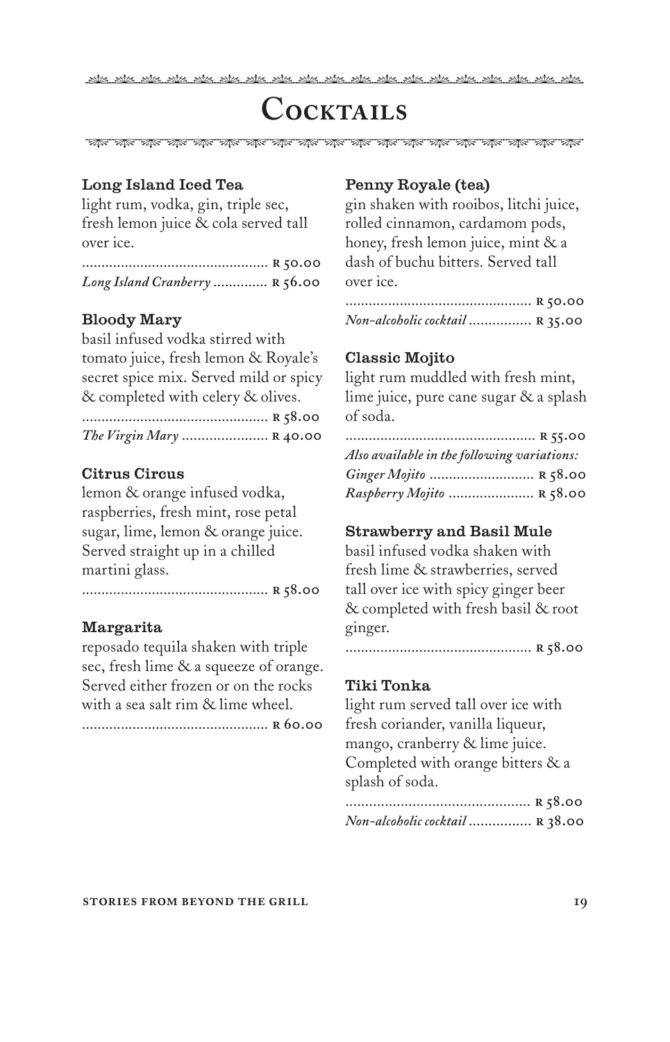# Cocktails

### Long Island Iced Tea

light rum, vodka, gin, triple sec, fresh lemon juice & cola served tall over ice.

............................................... R 50.00

*Long Island Cranberry* .............. R 56.00

### Bloody Mary

basil infused vodka stirred with tomato juice, fresh lemon & Royale's secret spice mix. Served mild or spicy & completed with celery & olives.

............................................... R 58.00

*The Virgin Mary* ...................... R 40.00

### Citrus Circus

lemon & orange infused vodka, raspberries, fresh mint, rose petal sugar, lime, lemon & orange juice. Served straight up in a chilled martini glass.

............................................... R 58.00

### Margarita

reposado tequila shaken with triple sec, fresh lime & a squeeze of orange. Served either frozen or on the rocks with a sea salt rim & lime wheel.

............................................... R 60.00

### Penny Royale (tea)

gin shaken with rooibos, litchi juice, rolled cinnamon, cardamom pods, honey, fresh lemon juice, mint & a dash of buchu bitters. Served tall over ice.

............................................... R 50.00

*Non-alcoholic cocktail* ................ R 35.00

### Classic Mojito

light rum muddled with fresh mint, lime juice, pure cane sugar & a splash of soda.

............................................... R 55.00

*Also available in the following variations:*

*Ginger Mojito* ........................... R 58.00

*Raspberry Mojito* ...................... R 58.00

### Strawberry and Basil Mule

basil infused vodka shaken with fresh lime & strawberries, served tall over ice with spicy ginger beer & completed with fresh basil & root ginger.

............................................... R 58.00

### Tiki Tonka

light rum served tall over ice with fresh coriander, vanilla liqueur, mango, cranberry & lime juice. Completed with orange bitters & a splash of soda.

............................................... R 58.00

*Non-alcoholic cocktail* ................ R 38.00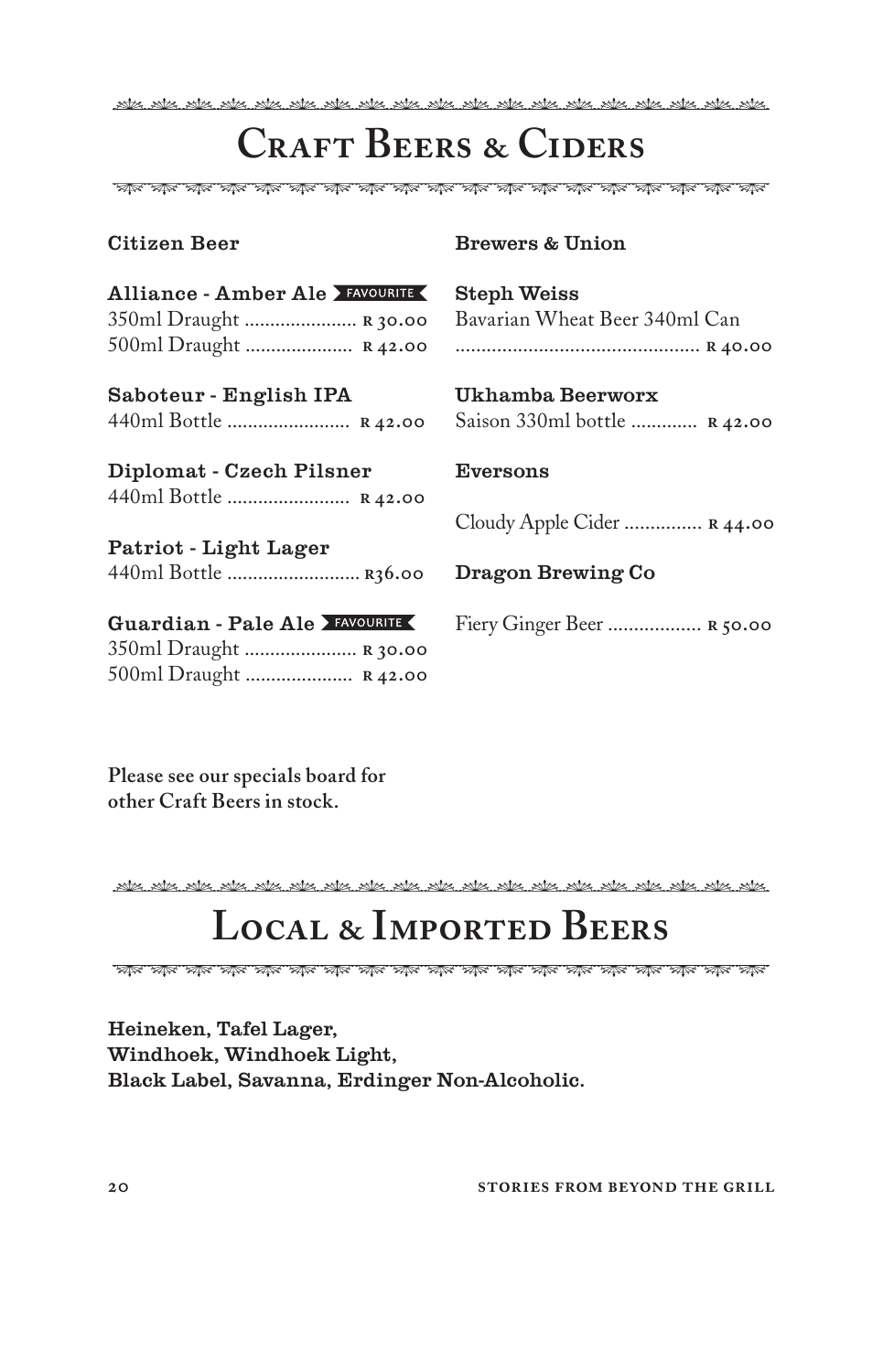# Craft Beers & Ciders

### Citizen Beer

**Alliance - Amber Ale** FAVOURITE
350ml Draught ...................... R 30.00
500ml Draught ..................... R 42.00

**Saboteur - English IPA**
440ml Bottle ........................ R 42.00

**Diplomat - Czech Pilsner**
440ml Bottle ........................ R 42.00

**Patriot - Light Lager**
440ml Bottle .......................... R36.00

**Guardian - Pale Ale** FAVOURITE
350ml Draught ...................... R 30.00
500ml Draught ..................... R 42.00

### Brewers & Union

**Steph Weiss**
Bavarian Wheat Beer 340ml Can
............................................... R 40.00

### Ukhamba Beerworx

Saison 330ml bottle ............. R 42.00

### Eversons

Cloudy Apple Cider ............... R 44.00

### Dragon Brewing Co

Fiery Ginger Beer .................. R 50.00

**Please see our specials board for other Craft Beers in stock.**

# Local & Imported Beers

**Heineken, Tafel Lager,**
**Windhoek, Windhoek Light,**
**Black Label, Savanna, Erdinger Non-Alcoholic.**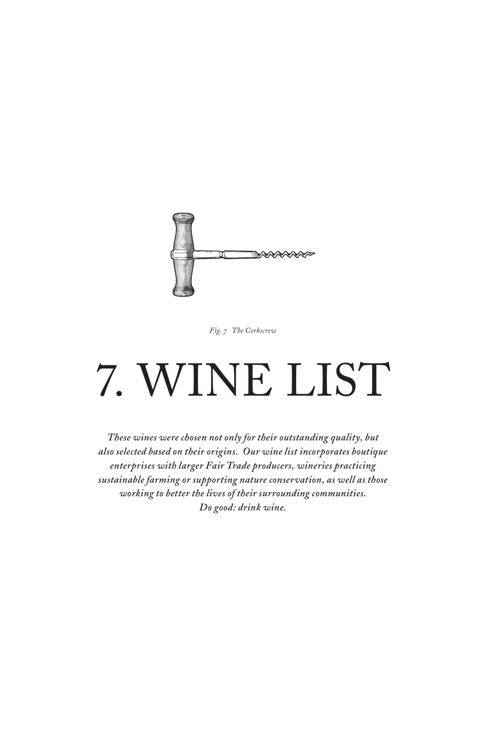*Fig. 7 The Corkscrew*

# 7. WINE LIST

***These wines were chosen not only for their outstanding quality, but also selected based on their origins. Our wine list incorporates boutique enterprises with larger Fair Trade producers, wineries practicing sustainable farming or supporting nature conservation, as well as those working to better the lives of their surrounding communities.***
***Do good: drink wine.***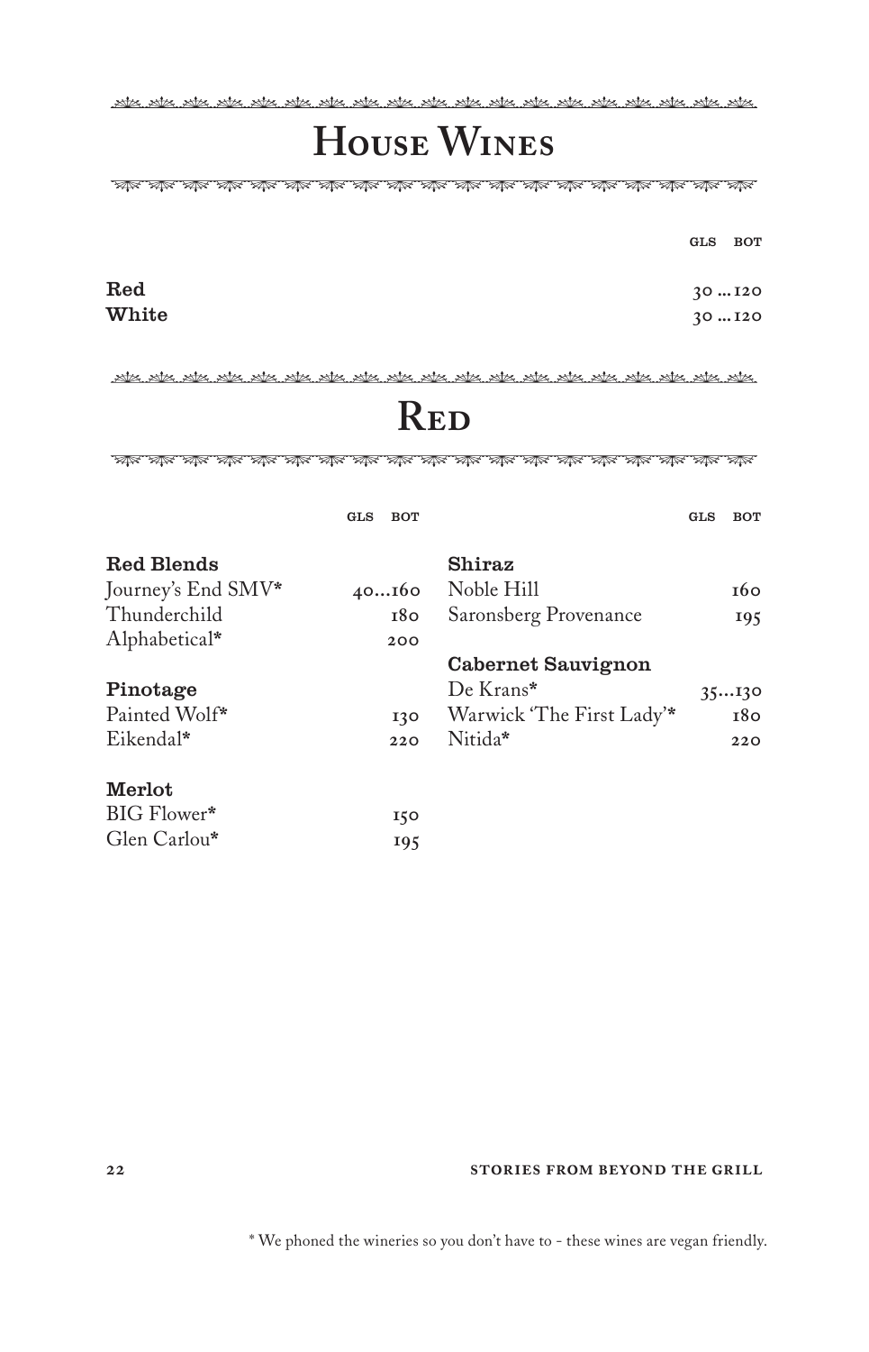# House Wines

| | GLS | BOT |
|---|---|---|
| **Red** | 30 | 120 |
| **White** | 30 | 120 |

# Red

| | GLS | BOT |
|---|---|---|
| **Red Blends** | | |
| Journey's End SMV* | 40 | 160 |
| Thunderchild | | 180 |
| Alphabetical* | | 200 |
| **Pinotage** | | |
| Painted Wolf* | | 130 |
| Eikendal* | | 220 |
| **Merlot** | | |
| BIG Flower* | | 150 |
| Glen Carlou* | | 195 |

| | GLS | BOT |
|---|---|---|
| **Shiraz** | | |
| Noble Hill | | 160 |
| Saronsberg Provenance | | 195 |
| **Cabernet Sauvignon** | | |
| De Krans* | 35 | 130 |
| Warwick 'The First Lady'* | | 180 |
| Nitida* | | 220 |

* We phoned the wineries so you don't have to - these wines are vegan friendly.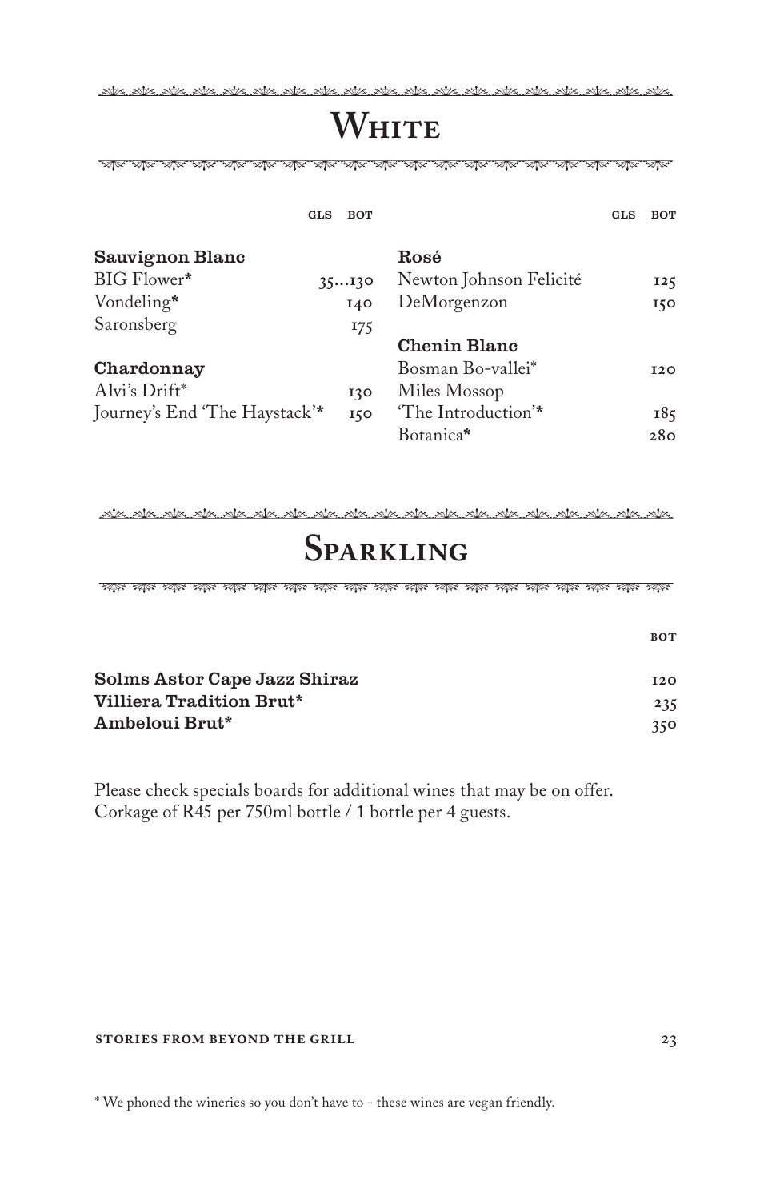# White

| | GLS | BOT |
|---|---|---|
| **Sauvignon Blanc** | | |
| BIG Flower* | 35 | 130 |
| Vondeling* | | 140 |
| Saronsberg | | 175 |
| **Chardonnay** | | |
| Alvi's Drift* | | 130 |
| Journey's End 'The Haystack'* | | 150 |

| | GLS | BOT |
|---|---|---|
| **Rosé** | | |
| Newton Johnson Felicité | | 125 |
| DeMorgenzon | | 150 |
| **Chenin Blanc** | | |
| Bosman Bo-vallei* | | 120 |
| Miles Mossop 'The Introduction'* | | 185 |
| Botanica* | | 280 |

# Sparkling

| | BOT |
|---|---|
| **Solms Astor Cape Jazz Shiraz** | 120 |
| **Villiera Tradition Brut*** | 235 |
| **Ambeloui Brut*** | 350 |

Please check specials boards for additional wines that may be on offer.
Corkage of R45 per 750ml bottle / 1 bottle per 4 guests.

* We phoned the wineries so you don't have to - these wines are vegan friendly.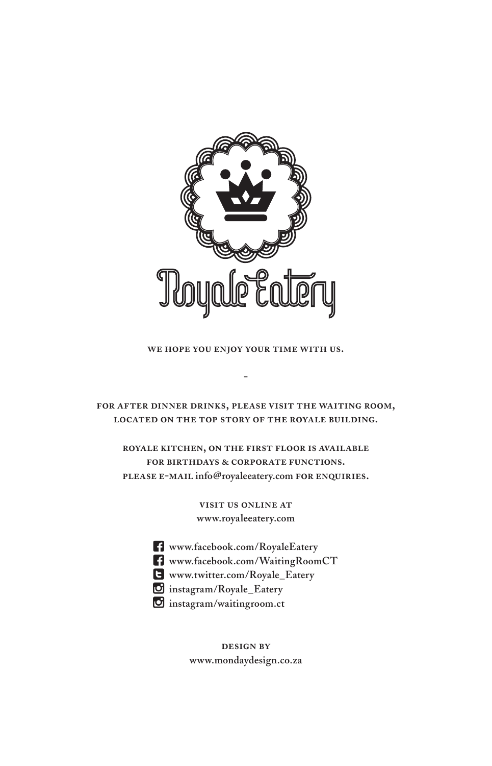Royale Eatery

WE HOPE YOU ENJOY YOUR TIME WITH US.

-

FOR AFTER DINNER DRINKS, PLEASE VISIT THE WAITING ROOM,
LOCATED ON THE TOP STORY OF THE ROYALE BUILDING.

ROYALE KITCHEN, ON THE FIRST FLOOR IS AVAILABLE
FOR BIRTHDAYS & CORPORATE FUNCTIONS.
PLEASE E-MAIL info@royaleeatery.com FOR ENQUIRIES.

VISIT US ONLINE AT
www.royaleeatery.com

- www.facebook.com/RoyaleEatery
- www.facebook.com/WaitingRoomCT
- www.twitter.com/Royale_Eatery
- instagram/Royale_Eatery
- instagram/waitingroom.ct

DESIGN BY
www.mondaydesign.co.za